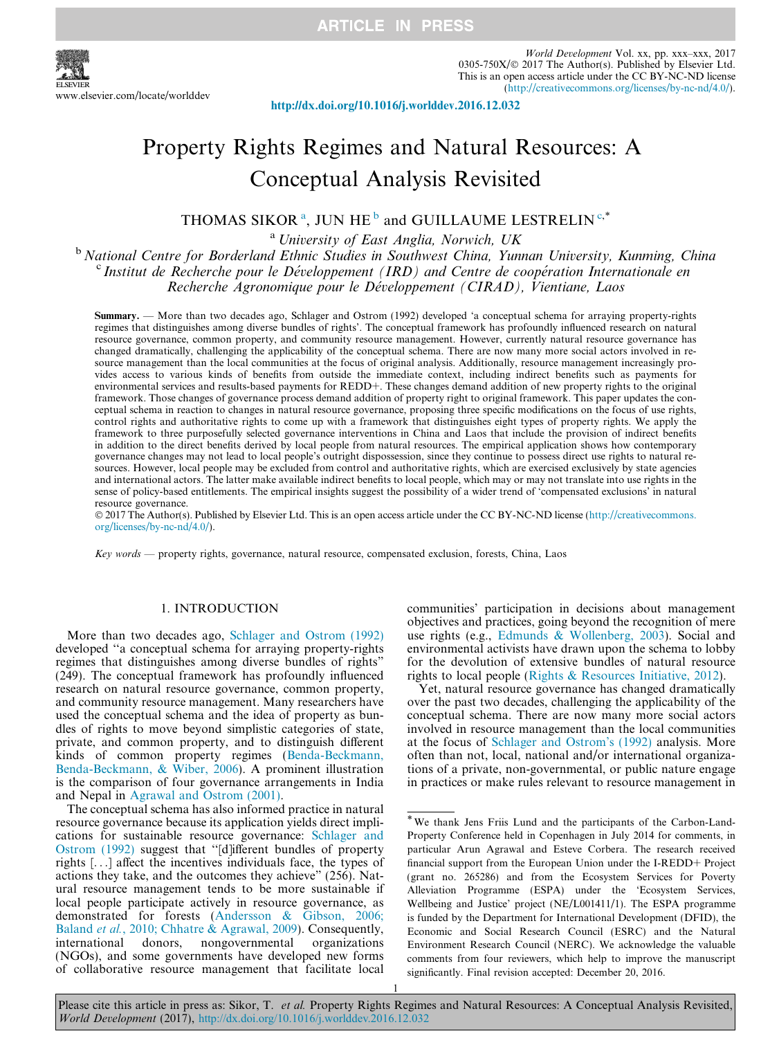# Property Rights Regimes and Natural Resources: A Conceptual Analysis Revisited

THOMAS SIKOR [a], JUN HE [b] and GUILLAUME LESTRELIN [c,*]

[a] University of East Anglia, Norwich, UK

[b] National Centre for Borderland Ethnic Studies in Southwest China, Yunnan University, Kunming, China

[c] Institut de Recherche pour le Développement (IRD) and Centre de coopération Internationale en Recherche Agronomique pour le Développement (CIRAD), Vientiane, Laos

**Summary.** — More than two decades ago, Schlager and Ostrom (1992) developed 'a conceptual schema for arraying property-rights regimes that distinguishes among diverse bundles of rights'. The conceptual framework has profoundly influenced research on natural resource governance, common property, and community resource management. However, currently natural resource governance has changed dramatically, challenging the applicability of the conceptual schema. There are now many more social actors involved in resource management than the local communities at the focus of original analysis. Additionally, resource management increasingly provides access to various kinds of benefits from outside the immediate context, including indirect benefits such as payments for environmental services and results-based payments for REDD+. These changes demand addition of new property rights to the original framework. Those changes of governance process demand addition of property right to original framework. This paper updates the conceptual schema in reaction to changes in natural resource governance, proposing three specific modifications on the focus of use rights, control rights and authoritative rights to come up with a framework that distinguishes eight types of property rights. We apply the framework to three purposefully selected governance interventions in China and Laos that include the provision of indirect benefits in addition to the direct benefits derived by local people from natural resources. The empirical application shows how contemporary governance changes may not lead to local people's outright dispossession, since they continue to possess direct use rights to natural resources. However, local people may be excluded from control and authoritative rights, which are exercised exclusively by state agencies and international actors. The latter make available indirect benefits to local people, which may or may not translate into use rights in the sense of policy-based entitlements. The empirical insights suggest the possibility of a wider trend of 'compensated exclusions' in natural resource governance.

© 2017 The Author(s). Published by Elsevier Ltd. This is an open access article under the CC BY-NC-ND license (http://creativecommons.org/licenses/by-nc-nd/4.0/).

*Key words* — property rights, governance, natural resource, compensated exclusion, forests, China, Laos

## 1. INTRODUCTION

More than two decades ago, Schlager and Ostrom (1992) developed "a conceptual schema for arraying property-rights regimes that distinguishes among diverse bundles of rights" (249). The conceptual framework has profoundly influenced research on natural resource governance, common property, and community resource management. Many researchers have used the conceptual schema and the idea of property as bundles of rights to move beyond simplistic categories of state, private, and common property, and to distinguish different kinds of common property regimes (Benda-Beckmann, Benda-Beckmann, & Wiber, 2006). A prominent illustration is the comparison of four governance arrangements in India and Nepal in Agrawal and Ostrom (2001).

The conceptual schema has also informed practice in natural resource governance because its application yields direct implications for sustainable resource governance: Schlager and Ostrom (1992) suggest that "[d]ifferent bundles of property rights [...] affect the incentives individuals face, the types of actions they take, and the outcomes they achieve" (256). Natural resource management tends to be more sustainable if local people participate actively in resource governance, as demonstrated for forests (Andersson & Gibson, 2006; Baland *et al.*, 2010; Chhatre & Agrawal, 2009). Consequently, international donors, nongovernmental organizations (NGOs), and some governments have developed new forms of collaborative resource management that facilitate local communities' participation in decisions about management objectives and practices, going beyond the recognition of mere use rights (e.g., Edmunds & Wollenberg, 2003). Social and environmental activists have drawn upon the schema to lobby for the devolution of extensive bundles of natural resource rights to local people (Rights & Resources Initiative, 2012).

Yet, natural resource governance has changed dramatically over the past two decades, challenging the applicability of the conceptual schema. There are now many more social actors involved in resource management than the local communities at the focus of Schlager and Ostrom's (1992) analysis. More often than not, local, national and/or international organizations of a private, non-governmental, or public nature engage in practices or make rules relevant to resource management in

---

\* We thank Jens Friis Lund and the participants of the Carbon-Land-Property Conference held in Copenhagen in July 2014 for comments, in particular Arun Agrawal and Esteve Corbera. The research received financial support from the European Union under the I-REDD+ Project (grant no. 265286) and from the Ecosystem Services for Poverty Alleviation Programme (ESPA) under the 'Ecosystem Services, Wellbeing and Justice' project (NE/L001411/1). The ESPA programme is funded by the Department for International Development (DFID), the Economic and Social Research Council (ESRC) and the Natural Environment Research Council (NERC). We acknowledge the valuable comments from four reviewers, which help to improve the manuscript significantly. Final revision accepted: December 20, 2016.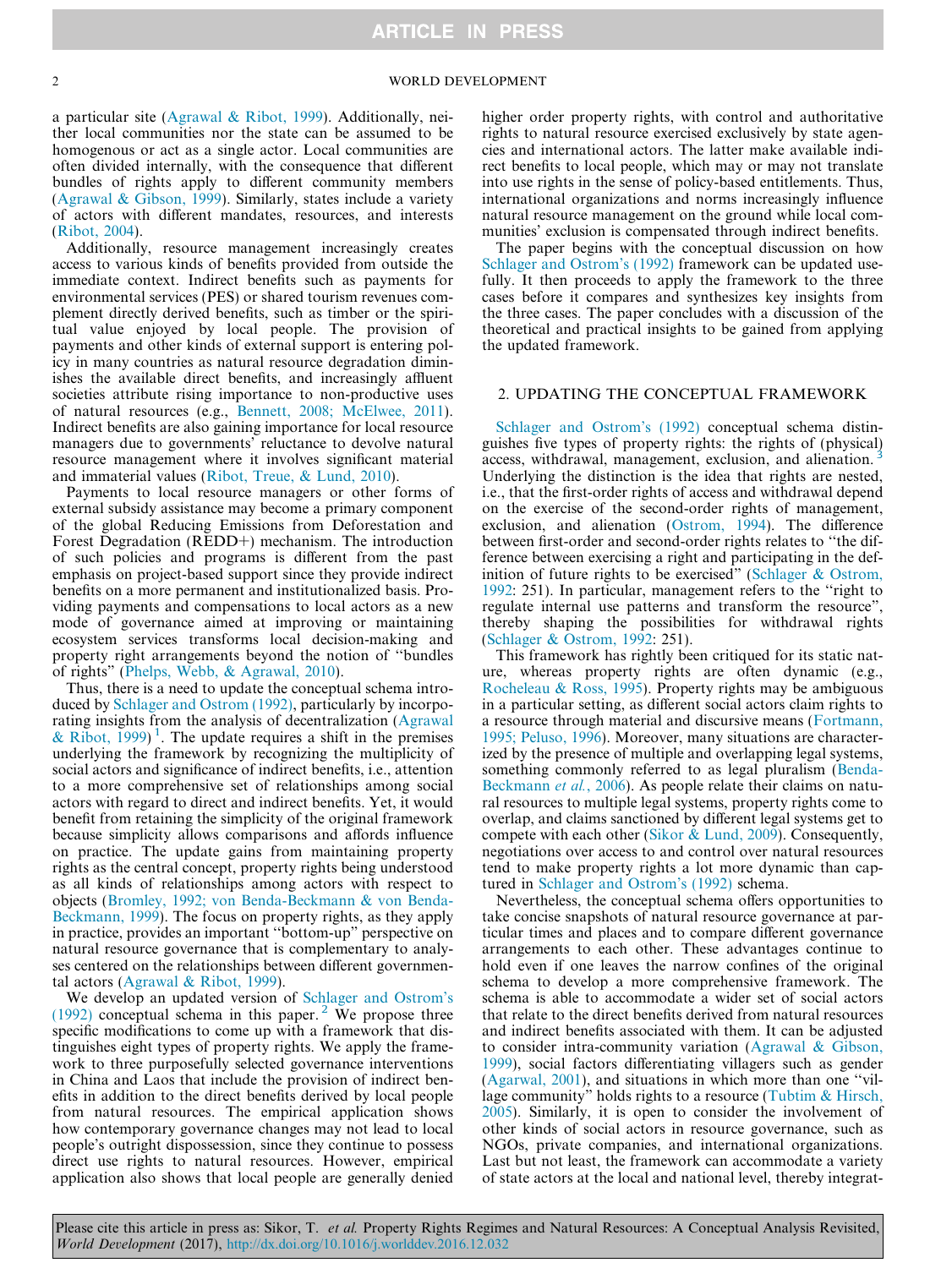a particular site (Agrawal & Ribot, 1999). Additionally, neither local communities nor the state can be assumed to be homogenous or act as a single actor. Local communities are often divided internally, with the consequence that different bundles of rights apply to different community members (Agrawal & Gibson, 1999). Similarly, states include a variety of actors with different mandates, resources, and interests (Ribot, 2004).

Additionally, resource management increasingly creates access to various kinds of benefits provided from outside the immediate context. Indirect benefits such as payments for environmental services (PES) or shared tourism revenues complement directly derived benefits, such as timber or the spiritual value enjoyed by local people. The provision of payments and other kinds of external support is entering policy in many countries as natural resource degradation diminishes the available direct benefits, and increasingly affluent societies attribute rising importance to non-productive uses of natural resources (e.g., Bennett, 2008; McElwee, 2011). Indirect benefits are also gaining importance for local resource managers due to governments' reluctance to devolve natural resource management where it involves significant material and immaterial values (Ribot, Treue, & Lund, 2010).

Payments to local resource managers or other forms of external subsidy assistance may become a primary component of the global Reducing Emissions from Deforestation and Forest Degradation (REDD+) mechanism. The introduction of such policies and programs is different from the past emphasis on project-based support since they provide indirect benefits on a more permanent and institutionalized basis. Providing payments and compensations to local actors as a new mode of governance aimed at improving or maintaining ecosystem services transforms local decision-making and property right arrangements beyond the notion of "bundles of rights" (Phelps, Webb, & Agrawal, 2010).

Thus, there is a need to update the conceptual schema introduced by Schlager and Ostrom (1992), particularly by incorporating insights from the analysis of decentralization (Agrawal & Ribot, 1999) [1]. The update requires a shift in the premises underlying the framework by recognizing the multiplicity of social actors and significance of indirect benefits, i.e., attention to a more comprehensive set of relationships among social actors with regard to direct and indirect benefits. Yet, it would benefit from retaining the simplicity of the original framework because simplicity allows comparisons and affords influence on practice. The update gains from maintaining property rights as the central concept, property rights being understood as all kinds of relationships among actors with respect to objects (Bromley, 1992; von Benda-Beckmann & von Benda-Beckmann, 1999). The focus on property rights, as they apply in practice, provides an important "bottom-up" perspective on natural resource governance that is complementary to analyses centered on the relationships between different governmental actors (Agrawal & Ribot, 1999).

We develop an updated version of Schlager and Ostrom's (1992) conceptual schema in this paper. [2] We propose three specific modifications to come up with a framework that distinguishes eight types of property rights. We apply the framework to three purposefully selected governance interventions in China and Laos that include the provision of indirect benefits in addition to the direct benefits derived by local people from natural resources. The empirical application shows how contemporary governance changes may not lead to local people's outright dispossession, since they continue to possess direct use rights to natural resources. However, empirical application also shows that local people are generally denied higher order property rights, with control and authoritative rights to natural resource exercised exclusively by state agencies and international actors. The latter make available indirect benefits to local people, which may or may not translate into use rights in the sense of policy-based entitlements. Thus, international organizations and norms increasingly influence natural resource management on the ground while local communities' exclusion is compensated through indirect benefits.

The paper begins with the conceptual discussion on how Schlager and Ostrom's (1992) framework can be updated usefully. It then proceeds to apply the framework to the three cases before it compares and synthesizes key insights from the three cases. The paper concludes with a discussion of the theoretical and practical insights to be gained from applying the updated framework.

## 2. UPDATING THE CONCEPTUAL FRAMEWORK

Schlager and Ostrom's (1992) conceptual schema distinguishes five types of property rights: the rights of (physical) access, withdrawal, management, exclusion, and alienation. [3] Underlying the distinction is the idea that rights are nested, i.e., that the first-order rights of access and withdrawal depend on the exercise of the second-order rights of management, exclusion, and alienation (Ostrom, 1994). The difference between first-order and second-order rights relates to "the difference between exercising a right and participating in the definition of future rights to be exercised" (Schlager & Ostrom, 1992: 251). In particular, management refers to the "right to regulate internal use patterns and transform the resource", thereby shaping the possibilities for withdrawal rights (Schlager & Ostrom, 1992: 251).

This framework has rightly been critiqued for its static nature, whereas property rights are often dynamic (e.g., Rocheleau & Ross, 1995). Property rights may be ambiguous in a particular setting, as different social actors claim rights to a resource through material and discursive means (Fortmann, 1995; Peluso, 1996). Moreover, many situations are characterized by the presence of multiple and overlapping legal systems, something commonly referred to as legal pluralism (Benda-Beckmann *et al.*, 2006). As people relate their claims on natural resources to multiple legal systems, property rights come to overlap, and claims sanctioned by different legal systems get to compete with each other (Sikor & Lund, 2009). Consequently, negotiations over access to and control over natural resources tend to make property rights a lot more dynamic than captured in Schlager and Ostrom's (1992) schema.

Nevertheless, the conceptual schema offers opportunities to take concise snapshots of natural resource governance at particular times and places and to compare different governance arrangements to each other. These advantages continue to hold even if one leaves the narrow confines of the original schema to develop a more comprehensive framework. The schema is able to accommodate a wider set of social actors that relate to the direct benefits derived from natural resources and indirect benefits associated with them. It can be adjusted to consider intra-community variation (Agrawal & Gibson, 1999), social factors differentiating villagers such as gender (Agarwal, 2001), and situations in which more than one "village community" holds rights to a resource (Tubtim & Hirsch, 2005). Similarly, it is open to consider the involvement of other kinds of social actors in resource governance, such as NGOs, private companies, and international organizations. Last but not least, the framework can accommodate a variety of state actors at the local and national level, thereby integrat-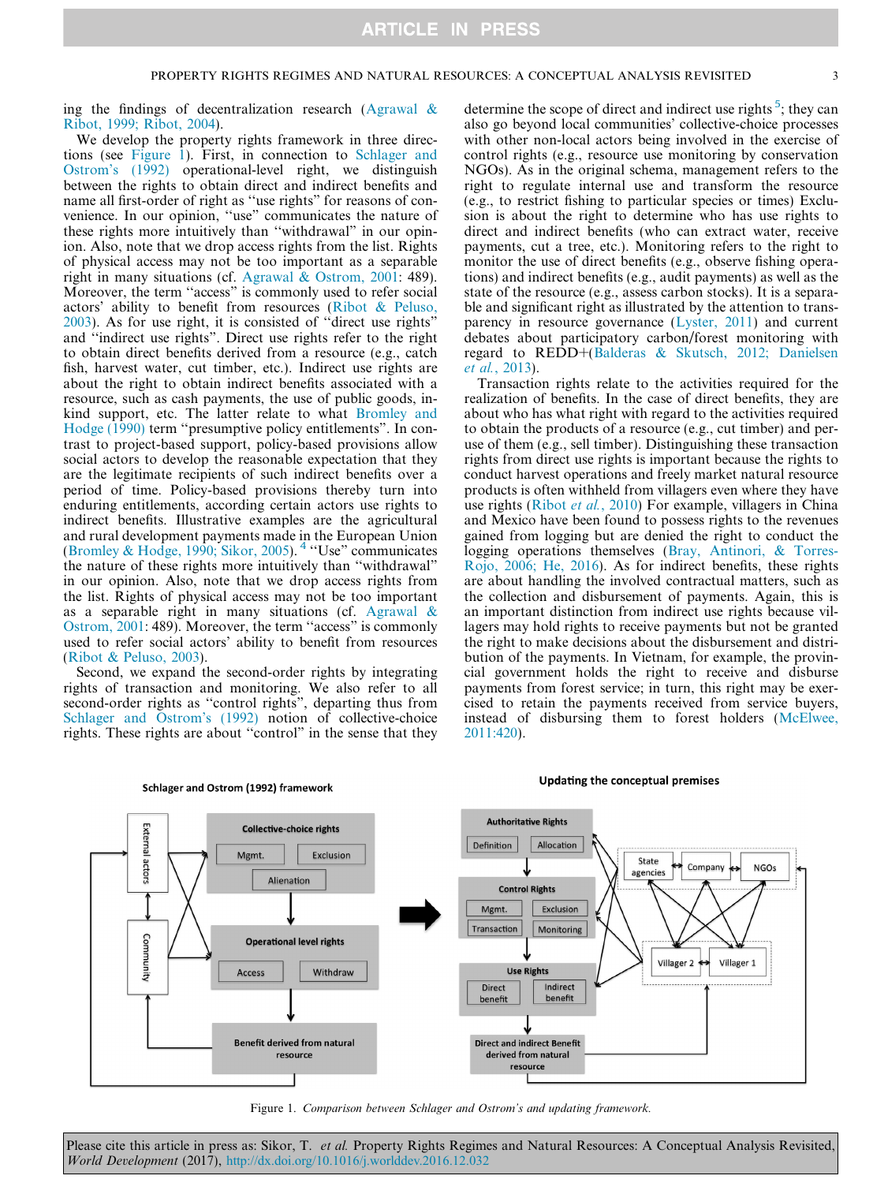ing the findings of decentralization research (Agrawal & Ribot, 1999; Ribot, 2004).

We develop the property rights framework in three directions (see Figure 1). First, in connection to Schlager and Ostrom's (1992) operational-level right, we distinguish between the rights to obtain direct and indirect benefits and name all first-order of right as "use rights" for reasons of convenience. In our opinion, "use" communicates the nature of these rights more intuitively than "withdrawal" in our opinion. Also, note that we drop access rights from the list. Rights of physical access may not be too important as a separable right in many situations (cf. Agrawal & Ostrom, 2001: 489). Moreover, the term "access" is commonly used to refer social actors' ability to benefit from resources (Ribot & Peluso, 2003). As for use right, it is consisted of "direct use rights" and "indirect use rights". Direct use rights refer to the right to obtain direct benefits derived from a resource (e.g., catch fish, harvest water, cut timber, etc.). Indirect use rights are about the right to obtain indirect benefits associated with a resource, such as cash payments, the use of public goods, in-kind support, etc. The latter relate to what Bromley and Hodge (1990) term "presumptive policy entitlements". In contrast to project-based support, policy-based provisions allow social actors to develop the reasonable expectation that they are the legitimate recipients of such indirect benefits over a period of time. Policy-based provisions thereby turn into enduring entitlements, according certain actors use rights to indirect benefits. Illustrative examples are the agricultural and rural development payments made in the European Union (Bromley & Hodge, 1990; Sikor, 2005).[4] "Use" communicates the nature of these rights more intuitively than "withdrawal" in our opinion. Also, note that we drop access rights from the list. Rights of physical access may not be too important as a separable right in many situations (cf. Agrawal & Ostrom, 2001: 489). Moreover, the term "access" is commonly used to refer social actors' ability to benefit from resources (Ribot & Peluso, 2003).

Second, we expand the second-order rights by integrating rights of transaction and monitoring. We also refer to all second-order rights as "control rights", departing thus from Schlager and Ostrom's (1992) notion of collective-choice rights. These rights are about "control" in the sense that they determine the scope of direct and indirect use rights[5]; they can also go beyond local communities' collective-choice processes with other non-local actors being involved in the exercise of control rights (e.g., resource use monitoring by conservation NGOs). As in the original schema, management refers to the right to regulate internal use and transform the resource (e.g., to restrict fishing to particular species or times) Exclusion is about the right to determine who has use rights to direct and indirect benefits (who can extract water, receive payments, cut a tree, etc.). Monitoring refers to the right to monitor the use of direct benefits (e.g., observe fishing operations) and indirect benefits (e.g., audit payments) as well as the state of the resource (e.g., assess carbon stocks). It is a separable and significant right as illustrated by the attention to transparency in resource governance (Lyster, 2011) and current debates about participatory carbon/forest monitoring with regard to REDD+(Balderas & Skutsch, 2012; Danielsen *et al.*, 2013).

Transaction rights relate to the activities required for the realization of benefits. In the case of direct benefits, they are about who has what right with regard to the activities required to obtain the products of a resource (e.g., cut timber) and peruse of them (e.g., sell timber). Distinguishing these transaction rights from direct use rights is important because the rights to conduct harvest operations and freely market natural resource products is often withheld from villagers even where they have use rights (Ribot *et al.*, 2010) For example, villagers in China and Mexico have been found to possess rights to the revenues gained from logging but are denied the right to conduct the logging operations themselves (Bray, Antinori, & Torres-Rojo, 2006; He, 2016). As for indirect benefits, these rights are about handling the involved contractual matters, such as the collection and disbursement of payments. Again, this is an important distinction from indirect use rights because villagers may hold rights to receive payments but not be granted the right to make decisions about the disbursement and distribution of the payments. In Vietnam, for example, the provincial government holds the right to receive and disburse payments from forest service; in turn, this right may be exercised to retain the payments received from service buyers, instead of disbursing them to forest holders (McElwee, 2011:420).

Schlager and Ostrom (1992) framework

External actors
Community
Collective-choice rights
Mgmt.
Exclusion
Alienation
Operational level rights
Access
Withdraw
Benefit derived from natural resource

Updating the conceptual premises

Authoritative Rights
Definition
Allocation
Control Rights
Mgmt.
Exclusion
Transaction
Monitoring
Use Rights
Direct benefit
Indirect benefit
Direct and indirect Benefit derived from natural resource
State agencies
Company
NGOs
Villager 2
Villager 1

Figure 1. *Comparison between Schlager and Ostrom's and updating framework.*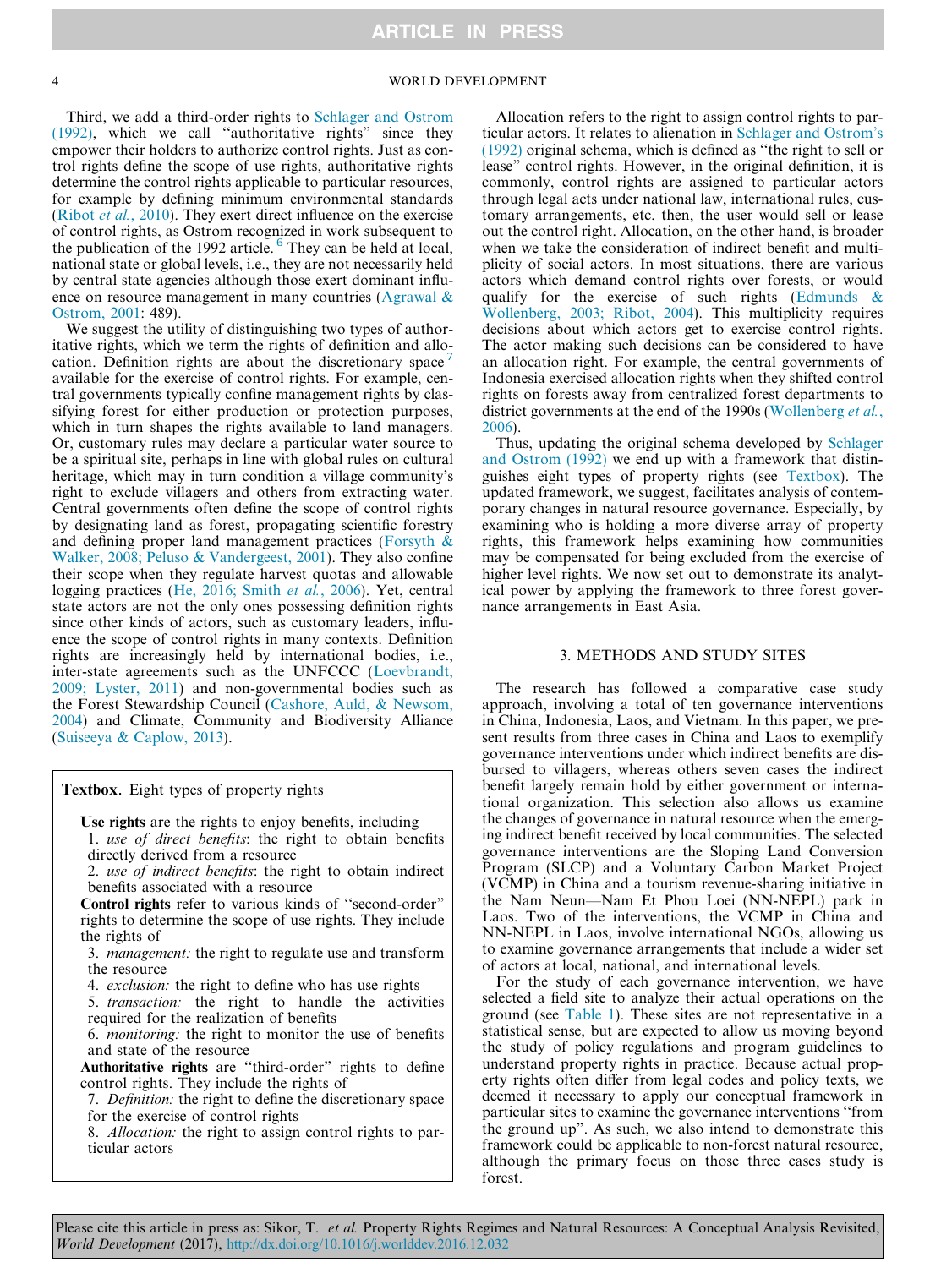Third, we add a third-order rights to Schlager and Ostrom (1992), which we call "authoritative rights" since they empower their holders to authorize control rights. Just as control rights define the scope of use rights, authoritative rights determine the control rights applicable to particular resources, for example by defining minimum environmental standards (Ribot *et al.*, 2010). They exert direct influence on the exercise of control rights, as Ostrom recognized in work subsequent to the publication of the 1992 article. [6] They can be held at local, national state or global levels, i.e., they are not necessarily held by central state agencies although those exert dominant influence on resource management in many countries (Agrawal & Ostrom, 2001: 489).

We suggest the utility of distinguishing two types of authoritative rights, which we term the rights of definition and allocation. Definition rights are about the discretionary space [7] available for the exercise of control rights. For example, central governments typically confine management rights by classifying forest for either production or protection purposes, which in turn shapes the rights available to land managers. Or, customary rules may declare a particular water source to be a spiritual site, perhaps in line with global rules on cultural heritage, which may in turn condition a village community's right to exclude villagers and others from extracting water. Central governments often define the scope of control rights by designating land as forest, propagating scientific forestry and defining proper land management practices (Forsyth & Walker, 2008; Peluso & Vandergeest, 2001). They also confine their scope when they regulate harvest quotas and allowable logging practices (He, 2016; Smith *et al.*, 2006). Yet, central state actors are not the only ones possessing definition rights since other kinds of actors, such as customary leaders, influence the scope of control rights in many contexts. Definition rights are increasingly held by international bodies, i.e., inter-state agreements such as the UNFCCC (Loevbrandt, 2009; Lyster, 2011) and non-governmental bodies such as the Forest Stewardship Council (Cashore, Auld, & Newsom, 2004) and Climate, Community and Biodiversity Alliance (Suiseeya & Caplow, 2013).

> **Textbox.** Eight types of property rights
>
> **Use rights** are the rights to enjoy benefits, including
> 1. *use of direct benefits*: the right to obtain benefits directly derived from a resource
> 2. *use of indirect benefits*: the right to obtain indirect benefits associated with a resource
>
> **Control rights** refer to various kinds of "second-order" rights to determine the scope of use rights. They include the rights of
> 3. *management:* the right to regulate use and transform the resource
> 4. *exclusion:* the right to define who has use rights
> 5. *transaction:* the right to handle the activities required for the realization of benefits
> 6. *monitoring:* the right to monitor the use of benefits and state of the resource
>
> **Authoritative rights** are "third-order" rights to define control rights. They include the rights of
> 7. *Definition:* the right to define the discretionary space for the exercise of control rights
> 8. *Allocation:* the right to assign control rights to particular actors

Allocation refers to the right to assign control rights to particular actors. It relates to alienation in Schlager and Ostrom's (1992) original schema, which is defined as "the right to sell or lease" control rights. However, in the original definition, it is commonly, control rights are assigned to particular actors through legal acts under national law, international rules, customary arrangements, etc. then, the user would sell or lease out the control right. Allocation, on the other hand, is broader when we take the consideration of indirect benefit and multiplicity of social actors. In most situations, there are various actors which demand control rights over forests, or would qualify for the exercise of such rights (Edmunds & Wollenberg, 2003; Ribot, 2004). This multiplicity requires decisions about which actors get to exercise control rights. The actor making such decisions can be considered to have an allocation right. For example, the central governments of Indonesia exercised allocation rights when they shifted control rights on forests away from centralized forest departments to district governments at the end of the 1990s (Wollenberg *et al.*, 2006).

Thus, updating the original schema developed by Schlager and Ostrom (1992) we end up with a framework that distinguishes eight types of property rights (see Textbox). The updated framework, we suggest, facilitates analysis of contemporary changes in natural resource governance. Especially, by examining who is holding a more diverse array of property rights, this framework helps examining how communities may be compensated for being excluded from the exercise of higher level rights. We now set out to demonstrate its analytical power by applying the framework to three forest governance arrangements in East Asia.

## 3. METHODS AND STUDY SITES

The research has followed a comparative case study approach, involving a total of ten governance interventions in China, Indonesia, Laos, and Vietnam. In this paper, we present results from three cases in China and Laos to exemplify governance interventions under which indirect benefits are disbursed to villagers, whereas others seven cases the indirect benefit largely remain hold by either government or international organization. This selection also allows us examine the changes of governance in natural resource when the emerging indirect benefit received by local communities. The selected governance interventions are the Sloping Land Conversion Program (SLCP) and a Voluntary Carbon Market Project (VCMP) in China and a tourism revenue-sharing initiative in the Nam Neun—Nam Et Phou Loei (NN-NEPL) park in Laos. Two of the interventions, the VCMP in China and NN-NEPL in Laos, involve international NGOs, allowing us to examine governance arrangements that include a wider set of actors at local, national, and international levels.

For the study of each governance intervention, we have selected a field site to analyze their actual operations on the ground (see Table 1). These sites are not representative in a statistical sense, but are expected to allow us moving beyond the study of policy regulations and program guidelines to understand property rights in practice. Because actual property rights often differ from legal codes and policy texts, we deemed it necessary to apply our conceptual framework in particular sites to examine the governance interventions "from the ground up". As such, we also intend to demonstrate this framework could be applicable to non-forest natural resource, although the primary focus on those three cases study is forest.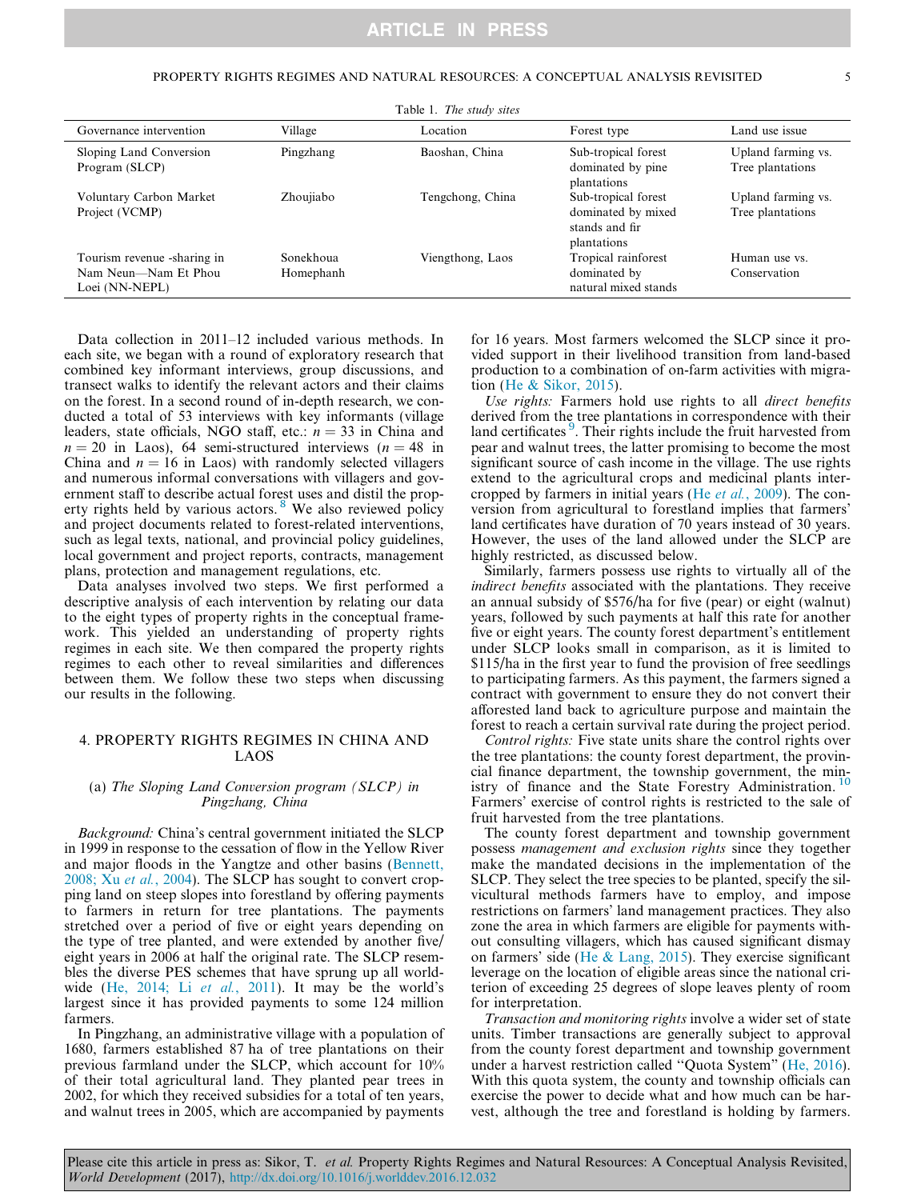Table 1. *The study sites*

| Governance intervention | Village | Location | Forest type | Land use issue |
|---|---|---|---|---|
| Sloping Land Conversion Program (SLCP) | Pingzhang | Baoshan, China | Sub-tropical forest dominated by pine plantations | Upland farming vs. Tree plantations |
| Voluntary Carbon Market Project (VCMP) | Zhoujiabo | Tengchong, China | Sub-tropical forest dominated by mixed stands and fir plantations | Upland farming vs. Tree plantations |
| Tourism revenue -sharing in Nam Neun—Nam Et Phou Loei (NN-NEPL) | Sonekhoua Homephanh | Viengthong, Laos | Tropical rainforest dominated by natural mixed stands | Human use vs. Conservation |

Data collection in 2011–12 included various methods. In each site, we began with a round of exploratory research that combined key informant interviews, group discussions, and transect walks to identify the relevant actors and their claims on the forest. In a second round of in-depth research, we conducted a total of 53 interviews with key informants (village leaders, state officials, NGO staff, etc.: $n = 33$ in China and $n = 20$ in Laos), 64 semi-structured interviews ($n = 48$ in China and $n = 16$ in Laos) with randomly selected villagers and numerous informal conversations with villagers and government staff to describe actual forest uses and distil the property rights held by various actors. [8] We also reviewed policy and project documents related to forest-related interventions, such as legal texts, national, and provincial policy guidelines, local government and project reports, contracts, management plans, protection and management regulations, etc.

Data analyses involved two steps. We first performed a descriptive analysis of each intervention by relating our data to the eight types of property rights in the conceptual framework. This yielded an understanding of property rights regimes in each site. We then compared the property rights regimes to each other to reveal similarities and differences between them. We follow these two steps when discussing our results in the following.

## 4. PROPERTY RIGHTS REGIMES IN CHINA AND LAOS

### (a) *The Sloping Land Conversion program (SLCP) in Pingzhang, China*

*Background:* China's central government initiated the SLCP in 1999 in response to the cessation of flow in the Yellow River and major floods in the Yangtze and other basins (Bennett, 2008; Xu *et al.*, 2004). The SLCP has sought to convert cropping land on steep slopes into forestland by offering payments to farmers in return for tree plantations. The payments stretched over a period of five or eight years depending on the type of tree planted, and were extended by another five/eight years in 2006 at half the original rate. The SLCP resembles the diverse PES schemes that have sprung up all worldwide (He, 2014; Li *et al.*, 2011). It may be the world's largest since it has provided payments to some 124 million farmers.

In Pingzhang, an administrative village with a population of 1680, farmers established 87 ha of tree plantations on their previous farmland under the SLCP, which account for 10% of their total agricultural land. They planted pear trees in 2002, for which they received subsidies for a total of ten years, and walnut trees in 2005, which are accompanied by payments for 16 years. Most farmers welcomed the SLCP since it provided support in their livelihood transition from land-based production to a combination of on-farm activities with migration (He & Sikor, 2015).

*Use rights:* Farmers hold use rights to all *direct benefits* derived from the tree plantations in correspondence with their land certificates [9]. Their rights include the fruit harvested from pear and walnut trees, the latter promising to become the most significant source of cash income in the village. The use rights extend to the agricultural crops and medicinal plants intercropped by farmers in initial years (He *et al.*, 2009). The conversion from agricultural to forestland implies that farmers' land certificates have duration of 70 years instead of 30 years. However, the uses of the land allowed under the SLCP are highly restricted, as discussed below.

Similarly, farmers possess use rights to virtually all of the *indirect benefits* associated with the plantations. They receive an annual subsidy of \$576/ha for five (pear) or eight (walnut) years, followed by such payments at half this rate for another five or eight years. The county forest department's entitlement under SLCP looks small in comparison, as it is limited to \$115/ha in the first year to fund the provision of free seedlings to participating farmers. As this payment, the farmers signed a contract with government to ensure they do not convert their afforested land back to agriculture purpose and maintain the forest to reach a certain survival rate during the project period.

*Control rights:* Five state units share the control rights over the tree plantations: the county forest department, the provincial finance department, the township government, the ministry of finance and the State Forestry Administration. [10] Farmers' exercise of control rights is restricted to the sale of fruit harvested from the tree plantations.

The county forest department and township government possess *management and exclusion rights* since they together make the mandated decisions in the implementation of the SLCP. They select the tree species to be planted, specify the silvicultural methods farmers have to employ, and impose restrictions on farmers' land management practices. They also zone the area in which farmers are eligible for payments without consulting villagers, which has caused significant dismay on farmers' side (He & Lang, 2015). They exercise significant leverage on the location of eligible areas since the national criterion of exceeding 25 degrees of slope leaves plenty of room for interpretation.

*Transaction and monitoring rights* involve a wider set of state units. Timber transactions are generally subject to approval from the county forest department and township government under a harvest restriction called "Quota System" (He, 2016). With this quota system, the county and township officials can exercise the power to decide what and how much can be harvest, although the tree and forestland is holding by farmers.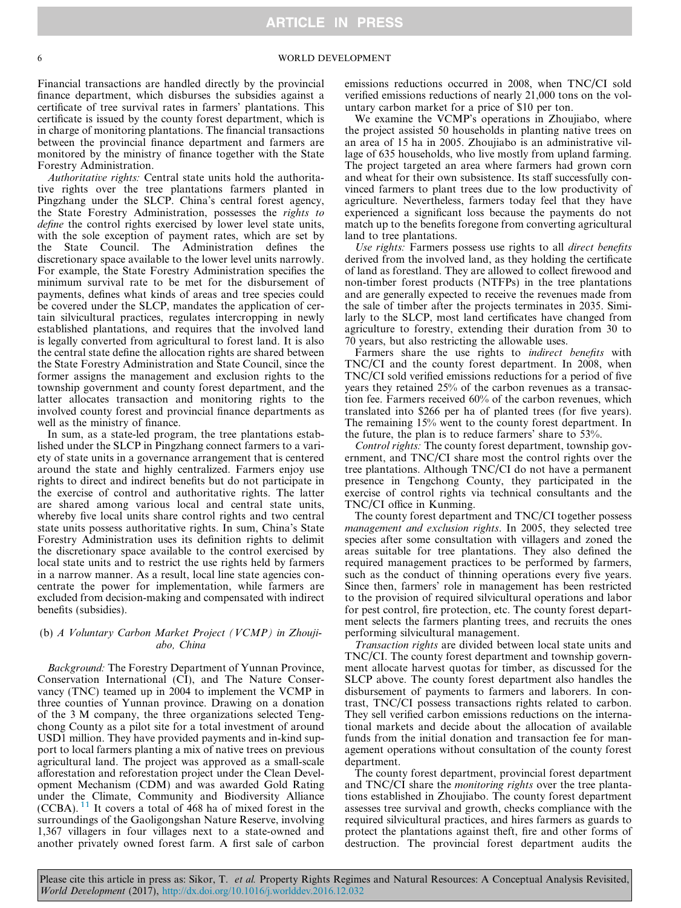Financial transactions are handled directly by the provincial finance department, which disburses the subsidies against a certificate of tree survival rates in farmers' plantations. This certificate is issued by the county forest department, which is in charge of monitoring plantations. The financial transactions between the provincial finance department and farmers are monitored by the ministry of finance together with the State Forestry Administration.

*Authoritative rights:* Central state units hold the authoritative rights over the tree plantations farmers planted in Pingzhang under the SLCP. China's central forest agency, the State Forestry Administration, possesses the *rights to define* the control rights exercised by lower level state units, with the sole exception of payment rates, which are set by the State Council. The Administration defines the discretionary space available to the lower level units narrowly. For example, the State Forestry Administration specifies the minimum survival rate to be met for the disbursement of payments, defines what kinds of areas and tree species could be covered under the SLCP, mandates the application of certain silvicultural practices, regulates intercropping in newly established plantations, and requires that the involved land is legally converted from agricultural to forest land. It is also the central state define the allocation rights are shared between the State Forestry Administration and State Council, since the former assigns the management and exclusion rights to the township government and county forest department, and the latter allocates transaction and monitoring rights to the involved county forest and provincial finance departments as well as the ministry of finance.

In sum, as a state-led program, the tree plantations established under the SLCP in Pingzhang connect farmers to a variety of state units in a governance arrangement that is centered around the state and highly centralized. Farmers enjoy use rights to direct and indirect benefits but do not participate in the exercise of control and authoritative rights. The latter are shared among various local and central state units, whereby five local units share control rights and two central state units possess authoritative rights. In sum, China's State Forestry Administration uses its definition rights to delimit the discretionary space available to the control exercised by local state units and to restrict the use rights held by farmers in a narrow manner. As a result, local line state agencies concentrate the power for implementation, while farmers are excluded from decision-making and compensated with indirect benefits (subsidies).

### (b) *A Voluntary Carbon Market Project (VCMP) in Zhoujiabo, China*

*Background:* The Forestry Department of Yunnan Province, Conservation International (CI), and The Nature Conservancy (TNC) teamed up in 2004 to implement the VCMP in three counties of Yunnan province. Drawing on a donation of the 3 M company, the three organizations selected Tengchong County as a pilot site for a total investment of around USD1 million. They have provided payments and in-kind support to local farmers planting a mix of native trees on previous agricultural land. The project was approved as a small-scale afforestation and reforestation project under the Clean Development Mechanism (CDM) and was awarded Gold Rating under the Climate, Community and Biodiversity Alliance (CCBA).[11] It covers a total of 468 ha of mixed forest in the surroundings of the Gaoligongshan Nature Reserve, involving 1,367 villagers in four villages next to a state-owned and another privately owned forest farm. A first sale of carbon emissions reductions occurred in 2008, when TNC/CI sold verified emissions reductions of nearly 21,000 tons on the voluntary carbon market for a price of $10 per ton.

We examine the VCMP's operations in Zhoujiabo, where the project assisted 50 households in planting native trees on an area of 15 ha in 2005. Zhoujiabo is an administrative village of 635 households, who live mostly from upland farming. The project targeted an area where farmers had grown corn and wheat for their own subsistence. Its staff successfully convinced farmers to plant trees due to the low productivity of agriculture. Nevertheless, farmers today feel that they have experienced a significant loss because the payments do not match up to the benefits foregone from converting agricultural land to tree plantations.

*Use rights:* Farmers possess use rights to all *direct benefits* derived from the involved land, as they holding the certificate of land as forestland. They are allowed to collect firewood and non-timber forest products (NTFPs) in the tree plantations and are generally expected to receive the revenues made from the sale of timber after the projects terminates in 2035. Similarly to the SLCP, most land certificates have changed from agriculture to forestry, extending their duration from 30 to 70 years, but also restricting the allowable uses.

Farmers share the use rights to *indirect benefits* with TNC/CI and the county forest department. In 2008, when TNC/CI sold verified emissions reductions for a period of five years they retained 25% of the carbon revenues as a transaction fee. Farmers received 60% of the carbon revenues, which translated into $266 per ha of planted trees (for five years). The remaining 15% went to the county forest department. In the future, the plan is to reduce farmers' share to 53%.

*Control rights:* The county forest department, township government, and TNC/CI share most the control rights over the tree plantations. Although TNC/CI do not have a permanent presence in Tengchong County, they participated in the exercise of control rights via technical consultants and the TNC/CI office in Kunming.

The county forest department and TNC/CI together possess *management and exclusion rights*. In 2005, they selected tree species after some consultation with villagers and zoned the areas suitable for tree plantations. They also defined the required management practices to be performed by farmers, such as the conduct of thinning operations every five years. Since then, farmers' role in management has been restricted to the provision of required silvicultural operations and labor for pest control, fire protection, etc. The county forest department selects the farmers planting trees, and recruits the ones performing silvicultural management.

*Transaction rights* are divided between local state units and TNC/CI. The county forest department and township government allocate harvest quotas for timber, as discussed for the SLCP above. The county forest department also handles the disbursement of payments to farmers and laborers. In contrast, TNC/CI possess transactions rights related to carbon. They sell verified carbon emissions reductions on the international markets and decide about the allocation of available funds from the initial donation and transaction fee for management operations without consultation of the county forest department.

The county forest department, provincial forest department and TNC/CI share the *monitoring rights* over the tree plantations established in Zhoujiabo. The county forest department assesses tree survival and growth, checks compliance with the required silvicultural practices, and hires farmers as guards to protect the plantations against theft, fire and other forms of destruction. The provincial forest department audits the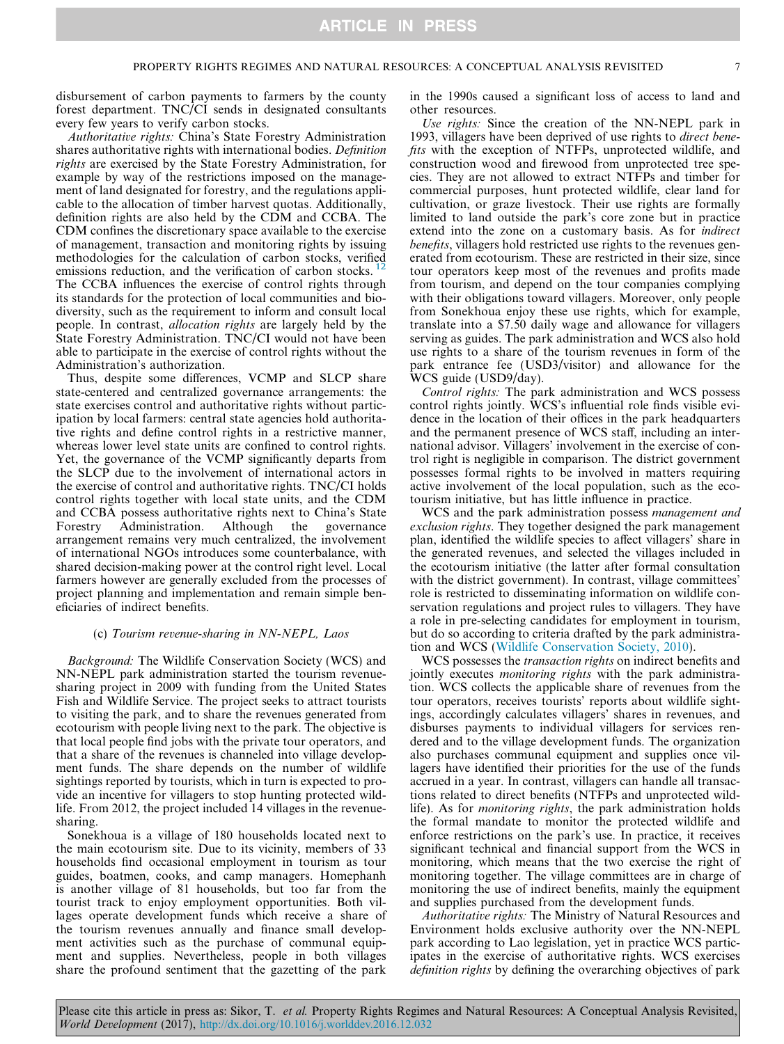disbursement of carbon payments to farmers by the county forest department. TNC/CI sends in designated consultants every few years to verify carbon stocks.

*Authoritative rights:* China's State Forestry Administration shares authoritative rights with international bodies. *Definition rights* are exercised by the State Forestry Administration, for example by way of the restrictions imposed on the management of land designated for forestry, and the regulations applicable to the allocation of timber harvest quotas. Additionally, definition rights are also held by the CDM and CCBA. The CDM confines the discretionary space available to the exercise of management, transaction and monitoring rights by issuing methodologies for the calculation of carbon stocks, verified emissions reduction, and the verification of carbon stocks.[12] The CCBA influences the exercise of control rights through its standards for the protection of local communities and biodiversity, such as the requirement to inform and consult local people. In contrast, *allocation rights* are largely held by the State Forestry Administration. TNC/CI would not have been able to participate in the exercise of control rights without the Administration's authorization.

Thus, despite some differences, VCMP and SLCP share state-centered and centralized governance arrangements: the state exercises control and authoritative rights without participation by local farmers: central state agencies hold authoritative rights and define control rights in a restrictive manner, whereas lower level state units are confined to control rights. Yet, the governance of the VCMP significantly departs from the SLCP due to the involvement of international actors in the exercise of control and authoritative rights. TNC/CI holds control rights together with local state units, and the CDM and CCBA possess authoritative rights next to China's State Forestry Administration. Although the governance arrangement remains very much centralized, the involvement of international NGOs introduces some counterbalance, with shared decision-making power at the control right level. Local farmers however are generally excluded from the processes of project planning and implementation and remain simple beneficiaries of indirect benefits.

### (c) *Tourism revenue-sharing in NN-NEPL, Laos*

*Background:* The Wildlife Conservation Society (WCS) and NN-NEPL park administration started the tourism revenue-sharing project in 2009 with funding from the United States Fish and Wildlife Service. The project seeks to attract tourists to visiting the park, and to share the revenues generated from ecotourism with people living next to the park. The objective is that local people find jobs with the private tour operators, and that a share of the revenues is channeled into village development funds. The share depends on the number of wildlife sightings reported by tourists, which in turn is expected to provide an incentive for villagers to stop hunting protected wildlife. From 2012, the project included 14 villages in the revenue-sharing.

Sonekhoua is a village of 180 households located next to the main ecotourism site. Due to its vicinity, members of 33 households find occasional employment in tourism as tour guides, boatmen, cooks, and camp managers. Homephanh is another village of 81 households, but too far from the tourist track to enjoy employment opportunities. Both villages operate development funds which receive a share of the tourism revenues annually and finance small development activities such as the purchase of communal equipment and supplies. Nevertheless, people in both villages share the profound sentiment that the gazetting of the park in the 1990s caused a significant loss of access to land and other resources.

*Use rights:* Since the creation of the NN-NEPL park in 1993, villagers have been deprived of use rights to *direct benefits* with the exception of NTFPs, unprotected wildlife, and construction wood and firewood from unprotected tree species. They are not allowed to extract NTFPs and timber for commercial purposes, hunt protected wildlife, clear land for cultivation, or graze livestock. Their use rights are formally limited to land outside the park's core zone but in practice extend into the zone on a customary basis. As for *indirect benefits*, villagers hold restricted use rights to the revenues generated from ecotourism. These are restricted in their size, since tour operators keep most of the revenues and profits made from tourism, and depend on the tour companies complying with their obligations toward villagers. Moreover, only people from Sonekhoua enjoy these use rights, which for example, translate into a $7.50 daily wage and allowance for villagers serving as guides. The park administration and WCS also hold use rights to a share of the tourism revenues in form of the park entrance fee (USD3/visitor) and allowance for the WCS guide (USD9/day).

*Control rights:* The park administration and WCS possess control rights jointly. WCS's influential role finds visible evidence in the location of their offices in the park headquarters and the permanent presence of WCS staff, including an international advisor. Villagers' involvement in the exercise of control right is negligible in comparison. The district government possesses formal rights to be involved in matters requiring active involvement of the local population, such as the ecotourism initiative, but has little influence in practice.

WCS and the park administration possess *management and exclusion rights*. They together designed the park management plan, identified the wildlife species to affect villagers' share in the generated revenues, and selected the villages included in the ecotourism initiative (the latter after formal consultation with the district government). In contrast, village committees' role is restricted to disseminating information on wildlife conservation regulations and project rules to villagers. They have a role in pre-selecting candidates for employment in tourism, but do so according to criteria drafted by the park administration and WCS (Wildlife Conservation Society, 2010).

WCS possesses the *transaction rights* on indirect benefits and jointly executes *monitoring rights* with the park administration. WCS collects the applicable share of revenues from the tour operators, receives tourists' reports about wildlife sightings, accordingly calculates villagers' shares in revenues, and disburses payments to individual villagers for services rendered and to the village development funds. The organization also purchases communal equipment and supplies once villagers have identified their priorities for the use of the funds accrued in a year. In contrast, villagers can handle all transactions related to direct benefits (NTFPs and unprotected wildlife). As for *monitoring rights*, the park administration holds the formal mandate to monitor the protected wildlife and enforce restrictions on the park's use. In practice, it receives significant technical and financial support from the WCS in monitoring, which means that the two exercise the right of monitoring together. The village committees are in charge of monitoring the use of indirect benefits, mainly the equipment and supplies purchased from the development funds.

*Authoritative rights:* The Ministry of Natural Resources and Environment holds exclusive authority over the NN-NEPL park according to Lao legislation, yet in practice WCS participates in the exercise of authoritative rights. WCS exercises *definition rights* by defining the overarching objectives of park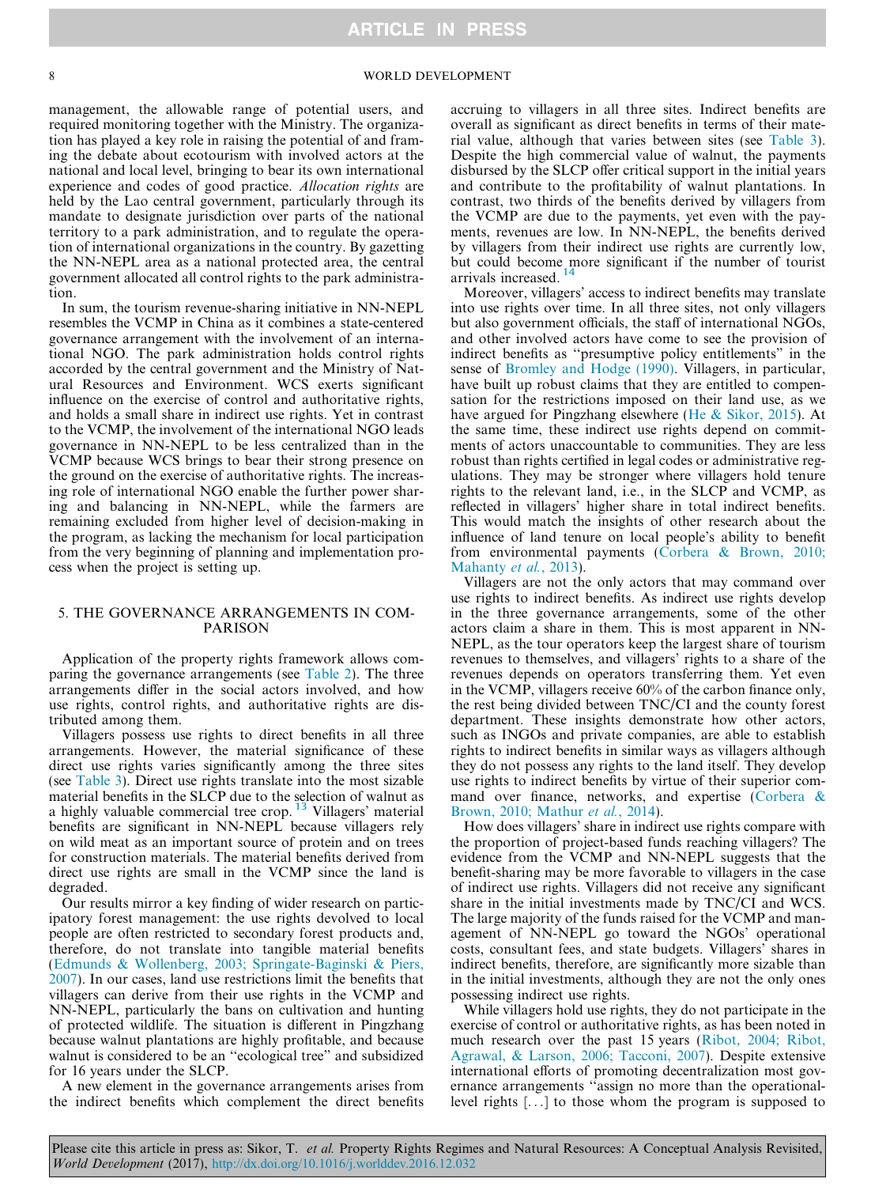management, the allowable range of potential users, and required monitoring together with the Ministry. The organization has played a key role in raising the potential of and framing the debate about ecotourism with involved actors at the national and local level, bringing to bear its own international experience and codes of good practice. *Allocation rights* are held by the Lao central government, particularly through its mandate to designate jurisdiction over parts of the national territory to a park administration, and to regulate the operation of international organizations in the country. By gazetting the NN-NEPL area as a national protected area, the central government allocated all control rights to the park administration.

In sum, the tourism revenue-sharing initiative in NN-NEPL resembles the VCMP in China as it combines a state-centered governance arrangement with the involvement of an international NGO. The park administration holds control rights accorded by the central government and the Ministry of Natural Resources and Environment. WCS exerts significant influence on the exercise of control and authoritative rights, and holds a small share in indirect use rights. Yet in contrast to the VCMP, the involvement of the international NGO leads governance in NN-NEPL to be less centralized than in the VCMP because WCS brings to bear their strong presence on the ground on the exercise of authoritative rights. The increasing role of international NGO enable the further power sharing and balancing in NN-NEPL, while the farmers are remaining excluded from higher level of decision-making in the program, as lacking the mechanism for local participation from the very beginning of planning and implementation process when the project is setting up.

## 5. THE GOVERNANCE ARRANGEMENTS IN COMPARISON

Application of the property rights framework allows comparing the governance arrangements (see Table 2). The three arrangements differ in the social actors involved, and how use rights, control rights, and authoritative rights are distributed among them.

Villagers possess use rights to direct benefits in all three arrangements. However, the material significance of these direct use rights varies significantly among the three sites (see Table 3). Direct use rights translate into the most sizable material benefits in the SLCP due to the selection of walnut as a highly valuable commercial tree crop. [13] Villagers' material benefits are significant in NN-NEPL because villagers rely on wild meat as an important source of protein and on trees for construction materials. The material benefits derived from direct use rights are small in the VCMP since the land is degraded.

Our results mirror a key finding of wider research on participatory forest management: the use rights devolved to local people are often restricted to secondary forest products and, therefore, do not translate into tangible material benefits (Edmunds & Wollenberg, 2003; Springate-Baginski & Piers, 2007). In our cases, land use restrictions limit the benefits that villagers can derive from their use rights in the VCMP and NN-NEPL, particularly the bans on cultivation and hunting of protected wildlife. The situation is different in Pingzhang because walnut plantations are highly profitable, and because walnut is considered to be an "ecological tree" and subsidized for 16 years under the SLCP.

A new element in the governance arrangements arises from the indirect benefits which complement the direct benefits accruing to villagers in all three sites. Indirect benefits are overall as significant as direct benefits in terms of their material value, although that varies between sites (see Table 3). Despite the high commercial value of walnut, the payments disbursed by the SLCP offer critical support in the initial years and contribute to the profitability of walnut plantations. In contrast, two thirds of the benefits derived by villagers from the VCMP are due to the payments, yet even with the payments, revenues are low. In NN-NEPL, the benefits derived by villagers from their indirect use rights are currently low, but could become more significant if the number of tourist arrivals increased. [14]

Moreover, villagers' access to indirect benefits may translate into use rights over time. In all three sites, not only villagers but also government officials, the staff of international NGOs, and other involved actors have come to see the provision of indirect benefits as "presumptive policy entitlements" in the sense of Bromley and Hodge (1990). Villagers, in particular, have built up robust claims that they are entitled to compensation for the restrictions imposed on their land use, as we have argued for Pingzhang elsewhere (He & Sikor, 2015). At the same time, these indirect use rights depend on commitments of actors unaccountable to communities. They are less robust than rights certified in legal codes or administrative regulations. They may be stronger where villagers hold tenure rights to the relevant land, i.e., in the SLCP and VCMP, as reflected in villagers' higher share in total indirect benefits. This would match the insights of other research about the influence of land tenure on local people's ability to benefit from environmental payments (Corbera & Brown, 2010; Mahanty *et al.*, 2013).

Villagers are not the only actors that may command over use rights to indirect benefits. As indirect use rights develop in the three governance arrangements, some of the other actors claim a share in them. This is most apparent in NN-NEPL, as the tour operators keep the largest share of tourism revenues to themselves, and villagers' rights to a share of the revenues depends on operators transferring them. Yet even in the VCMP, villagers receive 60% of the carbon finance only, the rest being divided between TNC/CI and the county forest department. These insights demonstrate how other actors, such as INGOs and private companies, are able to establish rights to indirect benefits in similar ways as villagers although they do not possess any rights to the land itself. They develop use rights to indirect benefits by virtue of their superior command over finance, networks, and expertise (Corbera & Brown, 2010; Mathur *et al.*, 2014).

How does villagers' share in indirect use rights compare with the proportion of project-based funds reaching villagers? The evidence from the VCMP and NN-NEPL suggests that the benefit-sharing may be more favorable to villagers in the case of indirect use rights. Villagers did not receive any significant share in the initial investments made by TNC/CI and WCS. The large majority of the funds raised for the VCMP and management of NN-NEPL go toward the NGOs' operational costs, consultant fees, and state budgets. Villagers' shares in indirect benefits, therefore, are significantly more sizable than in the initial investments, although they are not the only ones possessing indirect use rights.

While villagers hold use rights, they do not participate in the exercise of control or authoritative rights, as has been noted in much research over the past 15 years (Ribot, 2004; Ribot, Agrawal, & Larson, 2006; Tacconi, 2007). Despite extensive international efforts of promoting decentralization most governance arrangements "assign no more than the operational-level rights [...] to those whom the program is supposed to

Please cite this article in press as: Sikor, T. *et al.* Property Rights Regimes and Natural Resources: A Conceptual Analysis Revisited, *World Development* (2017), http://dx.doi.org/10.1016/j.worlddev.2016.12.032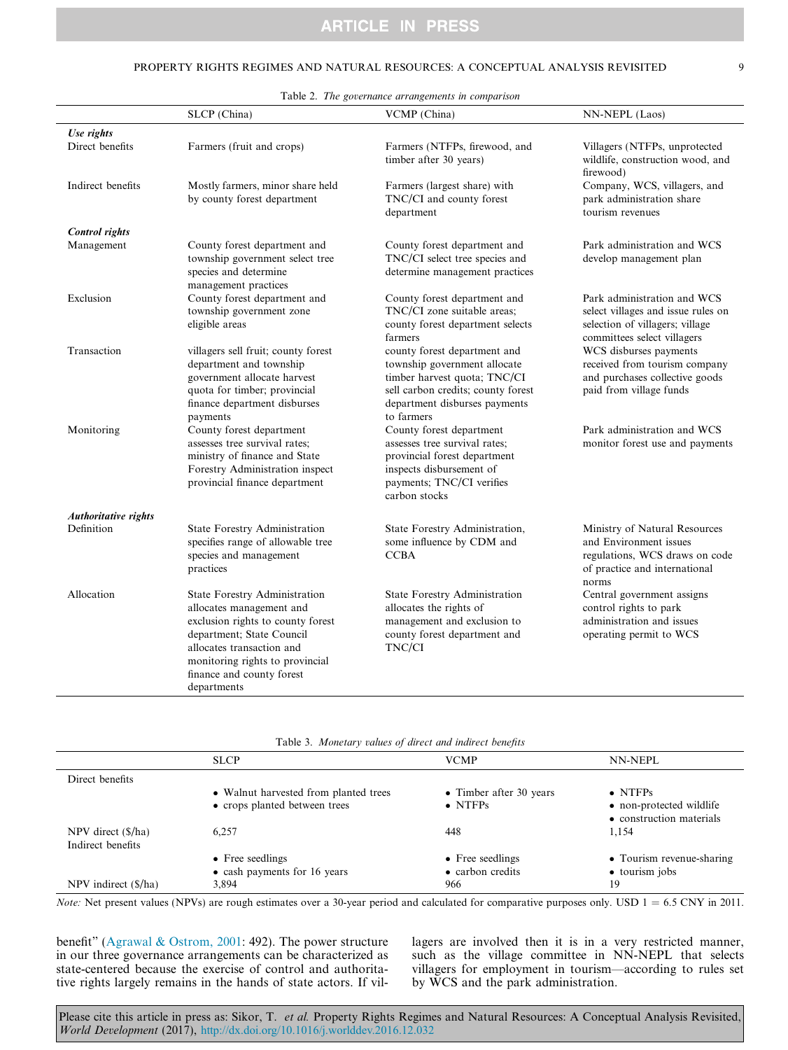Table 2. *The governance arrangements in comparison*

| | SLCP (China) | VCMP (China) | NN-NEPL (Laos) |
|---|---|---|---|
| ***Use rights*** | | | |
| Direct benefits | Farmers (fruit and crops) | Farmers (NTFPs, firewood, and timber after 30 years) | Villagers (NTFPs, unprotected wildlife, construction wood, and firewood) |
| Indirect benefits | Mostly farmers, minor share held by county forest department | Farmers (largest share) with TNC/CI and county forest department | Company, WCS, villagers, and park administration share tourism revenues |
| ***Control rights*** | | | |
| Management | County forest department and township government select tree species and determine management practices | County forest department and TNC/CI select tree species and determine management practices | Park administration and WCS develop management plan |
| Exclusion | County forest department and township government zone eligible areas | County forest department and TNC/CI zone suitable areas; county forest department selects farmers | Park administration and WCS select villages and issue rules on selection of villagers; village committees select villagers |
| Transaction | villagers sell fruit; county forest department and township government allocate harvest quota for timber; provincial finance department disburses payments | county forest department and township government allocate timber harvest quota; TNC/CI sell carbon credits; county forest department disburses payments to farmers | WCS disburses payments received from tourism company and purchases collective goods paid from village funds |
| Monitoring | County forest department assesses tree survival rates; ministry of finance and State Forestry Administration inspect provincial finance department | County forest department assesses tree survival rates; provincial forest department inspects disbursement of payments; TNC/CI verifies carbon stocks | Park administration and WCS monitor forest use and payments |
| ***Authoritative rights*** | | | |
| Definition | State Forestry Administration specifies range of allowable tree species and management practices | State Forestry Administration, some influence by CDM and CCBA | Ministry of Natural Resources and Environment issues regulations, WCS draws on code of practice and international norms |
| Allocation | State Forestry Administration allocates management and exclusion rights to county forest department; State Council allocates transaction and monitoring rights to provincial finance and county forest departments | State Forestry Administration allocates the rights of management and exclusion to county forest department and TNC/CI | Central government assigns control rights to park administration and issues operating permit to WCS |

Table 3. *Monetary values of direct and indirect benefits*

| | SLCP | VCMP | NN-NEPL |
|---|---|---|---|
| Direct benefits | • Walnut harvested from planted trees<br>• crops planted between trees | • Timber after 30 years<br>• NTFPs | • NTFPs<br>• non-protected wildlife<br>• construction materials |
| NPV direct ($/ha) | 6,257 | 448 | 1,154 |
| Indirect benefits | • Free seedlings<br>• cash payments for 16 years | • Free seedlings<br>• carbon credits | • Tourism revenue-sharing<br>• tourism jobs |
| NPV indirect ($/ha) | 3,894 | 966 | 19 |

*Note:* Net present values (NPVs) are rough estimates over a 30-year period and calculated for comparative purposes only. USD 1 = 6.5 CNY in 2011.

benefit" (Agrawal & Ostrom, 2001: 492). The power structure in our three governance arrangements can be characterized as state-centered because the exercise of control and authoritative rights largely remains in the hands of state actors. If villagers are involved then it is in a very restricted manner, such as the village committee in NN-NEPL that selects villagers for employment in tourism—according to rules set by WCS and the park administration.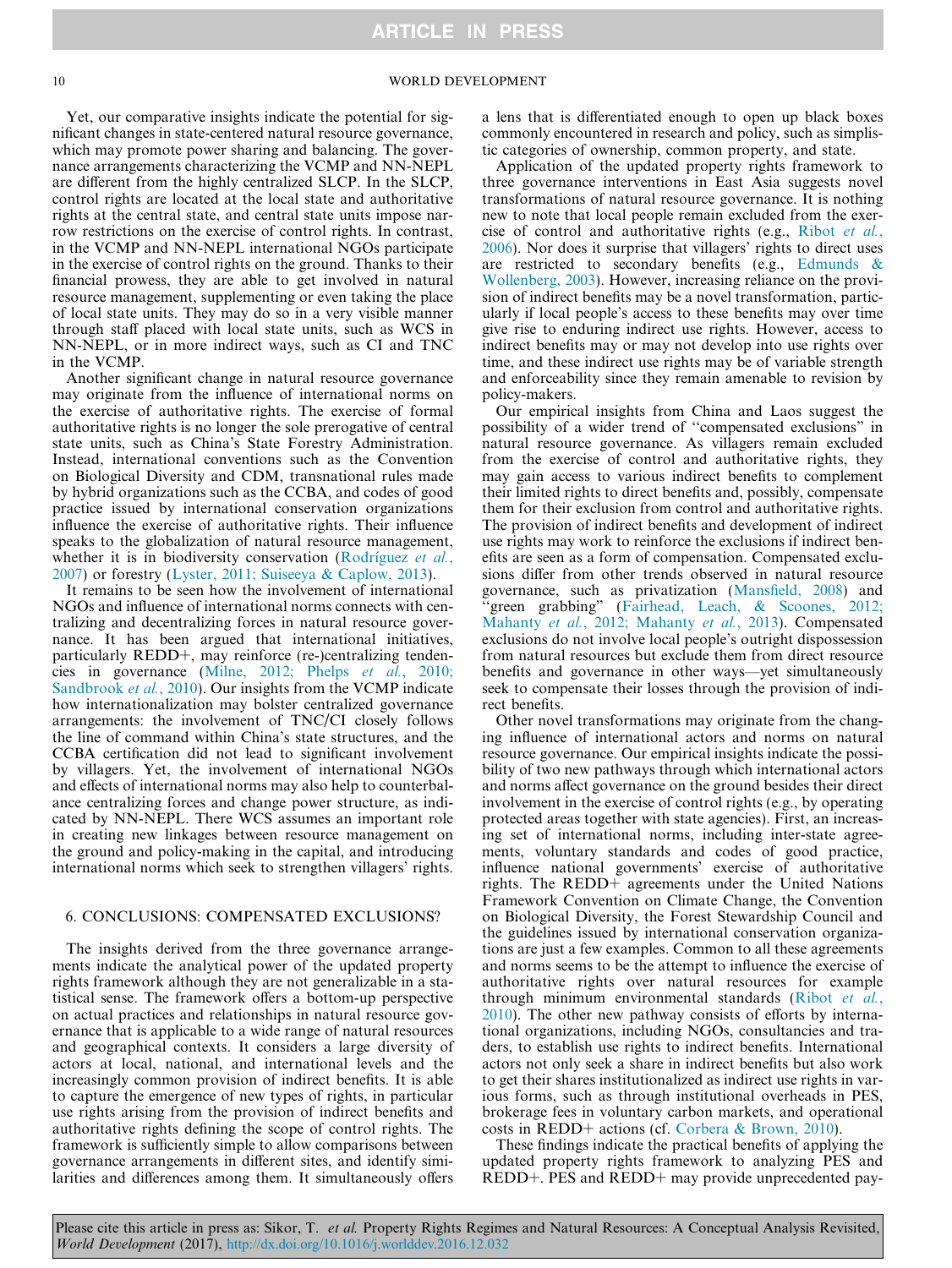Yet, our comparative insights indicate the potential for significant changes in state-centered natural resource governance, which may promote power sharing and balancing. The governance arrangements characterizing the VCMP and NN-NEPL are different from the highly centralized SLCP. In the SLCP, control rights are located at the local state and authoritative rights at the central state, and central state units impose narrow restrictions on the exercise of control rights. In contrast, in the VCMP and NN-NEPL international NGOs participate in the exercise of control rights on the ground. Thanks to their financial prowess, they are able to get involved in natural resource management, supplementing or even taking the place of local state units. They may do so in a very visible manner through staff placed with local state units, such as WCS in NN-NEPL, or in more indirect ways, such as CI and TNC in the VCMP.

Another significant change in natural resource governance may originate from the influence of international norms on the exercise of authoritative rights. The exercise of formal authoritative rights is no longer the sole prerogative of central state units, such as China's State Forestry Administration. Instead, international conventions such as the Convention on Biological Diversity and CDM, transnational rules made by hybrid organizations such as the CCBA, and codes of good practice issued by international conservation organizations influence the exercise of authoritative rights. Their influence speaks to the globalization of natural resource management, whether it is in biodiversity conservation (Rodríguez *et al.*, 2007) or forestry (Lyster, 2011; Suiseeya & Caplow, 2013).

It remains to be seen how the involvement of international NGOs and influence of international norms connects with centralizing and decentralizing forces in natural resource governance. It has been argued that international initiatives, particularly REDD+, may reinforce (re-)centralizing tendencies in governance (Milne, 2012; Phelps *et al.*, 2010; Sandbrook *et al.*, 2010). Our insights from the VCMP indicate how internationalization may bolster centralized governance arrangements: the involvement of TNC/CI closely follows the line of command within China's state structures, and the CCBA certification did not lead to significant involvement by villagers. Yet, the involvement of international NGOs and effects of international norms may also help to counterbalance centralizing forces and change power structure, as indicated by NN-NEPL. There WCS assumes an important role in creating new linkages between resource management on the ground and policy-making in the capital, and introducing international norms which seek to strengthen villagers' rights.

## 6. CONCLUSIONS: COMPENSATED EXCLUSIONS?

The insights derived from the three governance arrangements indicate the analytical power of the updated property rights framework although they are not generalizable in a statistical sense. The framework offers a bottom-up perspective on actual practices and relationships in natural resource governance that is applicable to a wide range of natural resources and geographical contexts. It considers a large diversity of actors at local, national, and international levels and the increasingly common provision of indirect benefits. It is able to capture the emergence of new types of rights, in particular use rights arising from the provision of indirect benefits and authoritative rights defining the scope of control rights. The framework is sufficiently simple to allow comparisons between governance arrangements in different sites, and identify similarities and differences among them. It simultaneously offers a lens that is differentiated enough to open up black boxes commonly encountered in research and policy, such as simplistic categories of ownership, common property, and state.

Application of the updated property rights framework to three governance interventions in East Asia suggests novel transformations of natural resource governance. It is nothing new to note that local people remain excluded from the exercise of control and authoritative rights (e.g., Ribot *et al.*, 2006). Nor does it surprise that villagers' rights to direct uses are restricted to secondary benefits (e.g., Edmunds & Wollenberg, 2003). However, increasing reliance on the provision of indirect benefits may be a novel transformation, particularly if local people's access to these benefits may over time give rise to enduring indirect use rights. However, access to indirect benefits may or may not develop into use rights over time, and these indirect use rights may be of variable strength and enforceability since they remain amenable to revision by policy-makers.

Our empirical insights from China and Laos suggest the possibility of a wider trend of "compensated exclusions" in natural resource governance. As villagers remain excluded from the exercise of control and authoritative rights, they may gain access to various indirect benefits to complement their limited rights to direct benefits and, possibly, compensate them for their exclusion from control and authoritative rights. The provision of indirect benefits and development of indirect use rights may work to reinforce the exclusions if indirect benefits are seen as a form of compensation. Compensated exclusions differ from other trends observed in natural resource governance, such as privatization (Mansfield, 2008) and "green grabbing" (Fairhead, Leach, & Scoones, 2012; Mahanty *et al.*, 2012; Mahanty *et al.*, 2013). Compensated exclusions do not involve local people's outright dispossession from natural resources but exclude them from direct resource benefits and governance in other ways—yet simultaneously seek to compensate their losses through the provision of indirect benefits.

Other novel transformations may originate from the changing influence of international actors and norms on natural resource governance. Our empirical insights indicate the possibility of two new pathways through which international actors and norms affect governance on the ground besides their direct involvement in the exercise of control rights (e.g., by operating protected areas together with state agencies). First, an increasing set of international norms, including inter-state agreements, voluntary standards and codes of good practice, influence national governments' exercise of authoritative rights. The REDD+ agreements under the United Nations Framework Convention on Climate Change, the Convention on Biological Diversity, the Forest Stewardship Council and the guidelines issued by international conservation organizations are just a few examples. Common to all these agreements and norms seems to be the attempt to influence the exercise of authoritative rights over natural resources for example through minimum environmental standards (Ribot *et al.*, 2010). The other new pathway consists of efforts by international organizations, including NGOs, consultancies and traders, to establish use rights to indirect benefits. International actors not only seek a share in indirect benefits but also work to get their shares institutionalized as indirect use rights in various forms, such as through institutional overheads in PES, brokerage fees in voluntary carbon markets, and operational costs in REDD+ actions (cf. Corbera & Brown, 2010).

These findings indicate the practical benefits of applying the updated property rights framework to analyzing PES and REDD+. PES and REDD+ may provide unprecedented pay-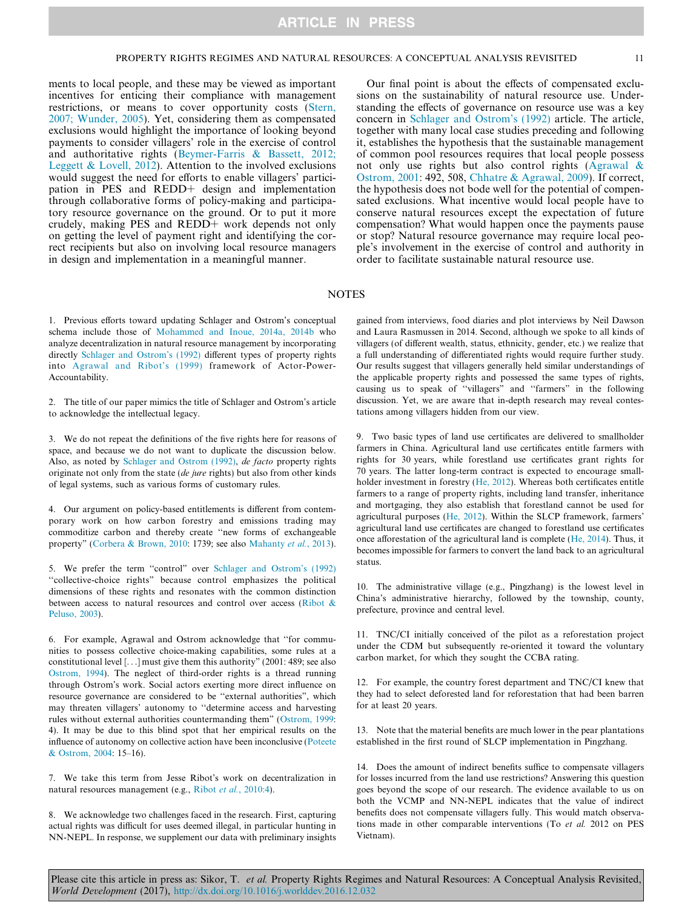ments to local people, and these may be viewed as important incentives for enticing their compliance with management restrictions, or means to cover opportunity costs (Stern, 2007; Wunder, 2005). Yet, considering them as compensated exclusions would highlight the importance of looking beyond payments to consider villagers' role in the exercise of control and authoritative rights (Beymer-Farris & Bassett, 2012; Leggett & Lovell, 2012). Attention to the involved exclusions would suggest the need for efforts to enable villagers' participation in PES and REDD+ design and implementation through collaborative forms of policy-making and participatory resource governance on the ground. Or to put it more crudely, making PES and REDD+ work depends not only on getting the level of payment right and identifying the correct recipients but also on involving local resource managers in design and implementation in a meaningful manner.

Our final point is about the effects of compensated exclusions on the sustainability of natural resource use. Understanding the effects of governance on resource use was a key concern in Schlager and Ostrom's (1992) article. The article, together with many local case studies preceding and following it, establishes the hypothesis that the sustainable management of common pool resources requires that local people possess not only use rights but also control rights (Agrawal & Ostrom, 2001: 492, 508, Chhatre & Agrawal, 2009). If correct, the hypothesis does not bode well for the potential of compensated exclusions. What incentive would local people have to conserve natural resources except the expectation of future compensation? What would happen once the payments pause or stop? Natural resource governance may require local people's involvement in the exercise of control and authority in order to facilitate sustainable natural resource use.

## NOTES

1. Previous efforts toward updating Schlager and Ostrom's conceptual schema include those of Mohammed and Inoue, 2014a, 2014b who analyze decentralization in natural resource management by incorporating directly Schlager and Ostrom's (1992) different types of property rights into Agrawal and Ribot's (1999) framework of Actor-Power-Accountability.

2. The title of our paper mimics the title of Schlager and Ostrom's article to acknowledge the intellectual legacy.

3. We do not repeat the definitions of the five rights here for reasons of space, and because we do not want to duplicate the discussion below. Also, as noted by Schlager and Ostrom (1992), *de facto* property rights originate not only from the state (*de jure* rights) but also from other kinds of legal systems, such as various forms of customary rules.

4. Our argument on policy-based entitlements is different from contemporary work on how carbon forestry and emissions trading may commoditize carbon and thereby create "new forms of exchangeable property" (Corbera & Brown, 2010: 1739; see also Mahanty *et al.*, 2013).

5. We prefer the term "control" over Schlager and Ostrom's (1992) "collective-choice rights" because control emphasizes the political dimensions of these rights and resonates with the common distinction between access to natural resources and control over access (Ribot & Peluso, 2003).

6. For example, Agrawal and Ostrom acknowledge that "for communities to possess collective choice-making capabilities, some rules at a constitutional level [...] must give them this authority" (2001: 489; see also Ostrom, 1994). The neglect of third-order rights is a thread running through Ostrom's work. Social actors exerting more direct influence on resource governance are considered to be "external authorities", which may threaten villagers' autonomy to "determine access and harvesting rules without external authorities countermanding them" (Ostrom, 1999: 4). It may be due to this blind spot that her empirical results on the influence of autonomy on collective action have been inconclusive (Poteete & Ostrom, 2004: 15–16).

7. We take this term from Jesse Ribot's work on decentralization in natural resources management (e.g., Ribot *et al.*, 2010:4).

8. We acknowledge two challenges faced in the research. First, capturing actual rights was difficult for uses deemed illegal, in particular hunting in NN-NEPL. In response, we supplement our data with preliminary insights gained from interviews, food diaries and plot interviews by Neil Dawson and Laura Rasmussen in 2014. Second, although we spoke to all kinds of villagers (of different wealth, status, ethnicity, gender, etc.) we realize that a full understanding of differentiated rights would require further study. Our results suggest that villagers generally held similar understandings of the applicable property rights and possessed the same types of rights, causing us to speak of "villagers" and "farmers" in the following discussion. Yet, we are aware that in-depth research may reveal contestations among villagers hidden from our view.

9. Two basic types of land use certificates are delivered to smallholder farmers in China. Agricultural land use certificates entitle farmers with rights for 30 years, while forestland use certificates grant rights for 70 years. The latter long-term contract is expected to encourage smallholder investment in forestry (He, 2012). Whereas both certificates entitle farmers to a range of property rights, including land transfer, inheritance and mortgaging, they also establish that forestland cannot be used for agricultural purposes (He, 2012). Within the SLCP framework, farmers' agricultural land use certificates are changed to forestland use certificates once afforestation of the agricultural land is complete (He, 2014). Thus, it becomes impossible for farmers to convert the land back to an agricultural status.

10. The administrative village (e.g., Pingzhang) is the lowest level in China's administrative hierarchy, followed by the township, county, prefecture, province and central level.

11. TNC/CI initially conceived of the pilot as a reforestation project under the CDM but subsequently re-oriented it toward the voluntary carbon market, for which they sought the CCBA rating.

12. For example, the country forest department and TNC/CI knew that they had to select deforested land for reforestation that had been barren for at least 20 years.

13. Note that the material benefits are much lower in the pear plantations established in the first round of SLCP implementation in Pingzhang.

14. Does the amount of indirect benefits suffice to compensate villagers for losses incurred from the land use restrictions? Answering this question goes beyond the scope of our research. The evidence available to us on both the VCMP and NN-NEPL indicates that the value of indirect benefits does not compensate villagers fully. This would match observations made in other comparable interventions (To *et al.* 2012 on PES Vietnam).

Please cite this article in press as: Sikor, T. *et al.* Property Rights Regimes and Natural Resources: A Conceptual Analysis Revisited, *World Development* (2017), http://dx.doi.org/10.1016/j.worlddev.2016.12.032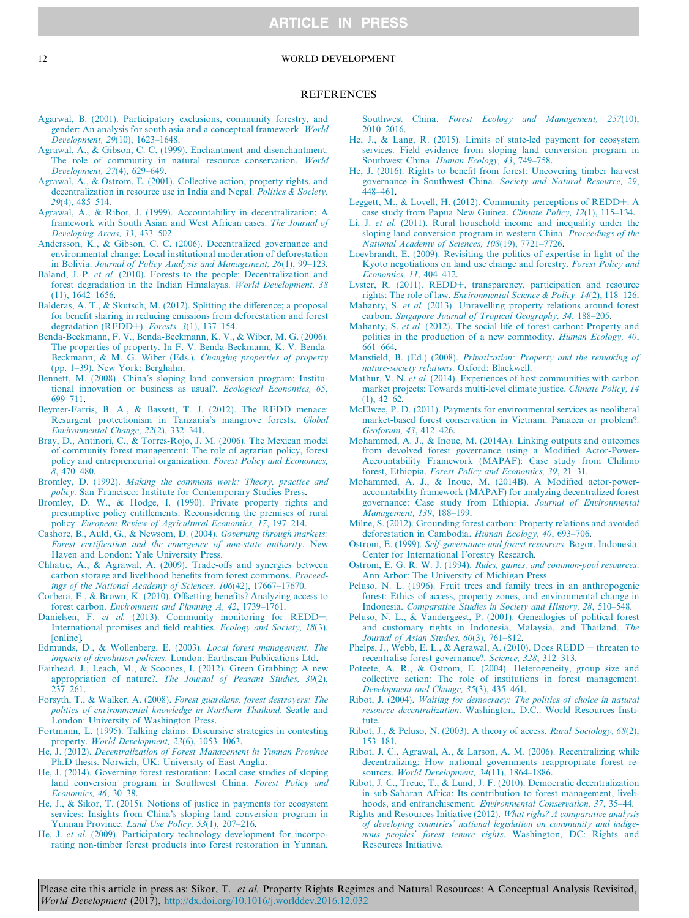## REFERENCES

Agarwal, B. (2001). Participatory exclusions, community forestry, and gender: An analysis for south asia and a conceptual framework. *World Development, 29*(10), 1623–1648.

Agrawal, A., & Gibson, C. C. (1999). Enchantment and disenchantment: The role of community in natural resource conservation. *World Development, 27*(4), 629–649.

Agrawal, A., & Ostrom, E. (2001). Collective action, property rights, and decentralization in resource use in India and Nepal. *Politics & Society, 29*(4), 485–514.

Agrawal, A., & Ribot, J. (1999). Accountability in decentralization: A framework with South Asian and West African cases. *The Journal of Developing Areas, 33*, 433–502.

Andersson, K., & Gibson, C. C. (2006). Decentralized governance and environmental change: Local institutional moderation of deforestation in Bolivia. *Journal of Policy Analysis and Management, 26*(1), 99–123.

Baland, J.-P. *et al.* (2010). Forests to the people: Decentralization and forest degradation in the Indian Himalayas. *World Development, 38* (11), 1642–1656.

Balderas, A. T., & Skutsch, M. (2012). Splitting the difference; a proposal for benefit sharing in reducing emissions from deforestation and forest degradation (REDD+). *Forests, 3*(1), 137–154.

Benda-Beckmann, F. V., Benda-Beckmann, K. V., & Wiber, M. G. (2006). The properties of property. In F. V. Benda-Beckmann, K. V. Benda-Beckmann, & M. G. Wiber (Eds.), *Changing properties of property* (pp. 1–39). New York: Berghahn.

Bennett, M. (2008). China's sloping land conversion program: Institutional innovation or business as usual?. *Ecological Economics, 65*, 699–711.

Beymer-Farris, B. A., & Bassett, T. J. (2012). The REDD menace: Resurgent protectionism in Tanzania's mangrove forests. *Global Environmental Change, 22*(2), 332–341.

Bray, D., Antinori, C., & Torres-Rojo, J. M. (2006). The Mexican model of community forest management: The role of agrarian policy, forest policy and entrepreneurial organization. *Forest Policy and Economics, 8*, 470–480.

Bromley, D. (1992). *Making the commons work: Theory, practice and policy*. San Francisco: Institute for Contemporary Studies Press.

Bromley, D. W., & Hodge, I. (1990). Private property rights and presumptive policy entitlements: Reconsidering the premises of rural policy. *European Review of Agricultural Economics, 17*, 197–214.

Cashore, B., Auld, G., & Newsom, D. (2004). *Governing through markets: Forest certification and the emergence of non-state authority*. New Haven and London: Yale University Press.

Chhatre, A., & Agrawal, A. (2009). Trade-offs and synergies between carbon storage and livelihood benefits from forest commons. *Proceedings of the National Academy of Sciences, 106*(42), 17667–17670.

Corbera, E., & Brown, K. (2010). Offsetting benefits? Analyzing access to forest carbon. *Environment and Planning A, 42*, 1739–1761.

Danielsen, F. *et al.* (2013). Community monitoring for REDD+: International promises and field realities. *Ecology and Society, 18*(3), [online].

Edmunds, D., & Wollenberg, E. (2003). *Local forest management. The impacts of devolution policies*. London: Earthscan Publications Ltd.

Fairhead, J., Leach, M., & Scoones, I. (2012). Green Grabbing: A new appropriation of nature?. *The Journal of Peasant Studies, 39*(2), 237–261.

Forsyth, T., & Walker, A. (2008). *Forest guardians, forest destroyers: The politics of environmental knowledge in Northern Thailand*. Seatle and London: University of Washington Press.

Fortmann, L. (1995). Talking claims: Discursive strategies in contesting property. *World Development, 23*(6), 1053–1063.

He, J. (2012). *Decentralization of Forest Management in Yunnan Province* Ph.D thesis. Norwich, UK: University of East Anglia.

He, J. (2014). Governing forest restoration: Local case studies of sloping land conversion program in Southwest China. *Forest Policy and Economics, 46*, 30–38.

He, J., & Sikor, T. (2015). Notions of justice in payments for ecosystem services: Insights from China's sloping land conversion program in Yunnan Province. *Land Use Policy, 53*(1), 207–216.

He, J. *et al.* (2009). Participatory technology development for incorporating non-timber forest products into forest restoration in Yunnan, Southwest China. *Forest Ecology and Management, 257*(10), 2010–2016.

He, J., & Lang, R. (2015). Limits of state-led payment for ecosystem services: Field evidence from sloping land conversion program in Southwest China. *Human Ecology, 43*, 749–758.

He, J. (2016). Rights to benefit from forest: Uncovering timber harvest governance in Southwest China. *Society and Natural Resource, 29*, 448–461.

Leggett, M., & Lovell, H. (2012). Community perceptions of REDD+: A case study from Papua New Guinea. *Climate Policy, 12*(1), 115–134.

Li, J. *et al.* (2011). Rural household income and inequality under the sloping land conversion program in western China. *Proceedings of the National Academy of Sciences, 108*(19), 7721–7726.

Loevbrandt, E. (2009). Revisiting the politics of expertise in light of the Kyoto negotiations on land use change and forestry. *Forest Policy and Economics, 11*, 404–412.

Lyster, R. (2011). REDD+, transparency, participation and resource rights: The role of law. *Environmental Science & Policy, 14*(2), 118–126.

Mahanty, S. *et al.* (2013). Unravelling property relations around forest carbon. *Singapore Journal of Tropical Geography, 34*, 188–205.

Mahanty, S. *et al.* (2012). The social life of forest carbon: Property and politics in the production of a new commodity. *Human Ecology, 40*, 661–664.

Mansfield, B. (Ed.) (2008). *Privatization: Property and the remaking of nature-society relations*. Oxford: Blackwell.

Mathur, V. N. *et al.* (2014). Experiences of host communities with carbon market projects: Towards multi-level climate justice. *Climate Policy, 14* (1), 42–62.

McElwee, P. D. (2011). Payments for environmental services as neoliberal market-based forest conservation in Vietnam: Panacea or problem?. *Geoforum, 43*, 412–426.

Mohammed, A. J., & Inoue, M. (2014A). Linking outputs and outcomes from devolved forest governance using a Modified Actor-Power-Accountability Framework (MAPAF): Case study from Chilimo forest, Ethiopia. *Forest Policy and Economics, 39*, 21–31.

Mohammed, A. J., & Inoue, M. (2014B). A Modified actor-power-accountability framework (MAPAF) for analyzing decentralized forest governance: Case study from Ethiopia. *Journal of Environmental Management, 139*, 188–199.

Milne, S. (2012). Grounding forest carbon: Property relations and avoided deforestation in Cambodia. *Human Ecology, 40*, 693–706.

Ostrom, E. (1999). *Self-governance and forest resources*. Bogor, Indonesia: Center for International Forestry Research.

Ostrom, E. G. R. W. J. (1994). *Rules, games, and common-pool resources*. Ann Arbor: The University of Michigan Press.

Peluso, N. L. (1996). Fruit trees and family trees in an anthropogenic forest: Ethics of access, property zones, and environmental change in Indonesia. *Comparative Studies in Society and History, 28*, 510–548.

Peluso, N. L., & Vandergeest, P. (2001). Genealogies of political forest and customary rights in Indonesia, Malaysia, and Thailand. *The Journal of Asian Studies, 60*(3), 761–812.

Phelps, J., Webb, E. L., & Agrawal, A. (2010). Does REDD + threaten to recentralise forest governance?. *Science, 328*, 312–313.

Poteete, A. R., & Ostrom, E. (2004). Heterogeneity, group size and collective action: The role of institutions in forest management. *Development and Change, 35*(3), 435–461.

Ribot, J. (2004). *Waiting for democracy: The politics of choice in natural resource decentralization*. Washington, D.C.: World Resources Institute.

Ribot, J., & Peluso, N. (2003). A theory of access. *Rural Sociology, 68*(2), 153–181.

Ribot, J. C., Agrawal, A., & Larson, A. M. (2006). Recentralizing while decentralizing: How national governments reappropriate forest resources. *World Development, 34*(11), 1864–1886.

Ribot, J. C., Treue, T., & Lund, J. F. (2010). Democratic decentralization in sub-Saharan Africa: Its contribution to forest management, livelihoods, and enfranchisement. *Environmental Conservation, 37*, 35–44.

Rights and Resources Initiative (2012). *What righs? A comparative analysis of developing countries' national legislation on community and indigenous peoples' forest tenure rights*. Washington, DC: Rights and Resources Initiative.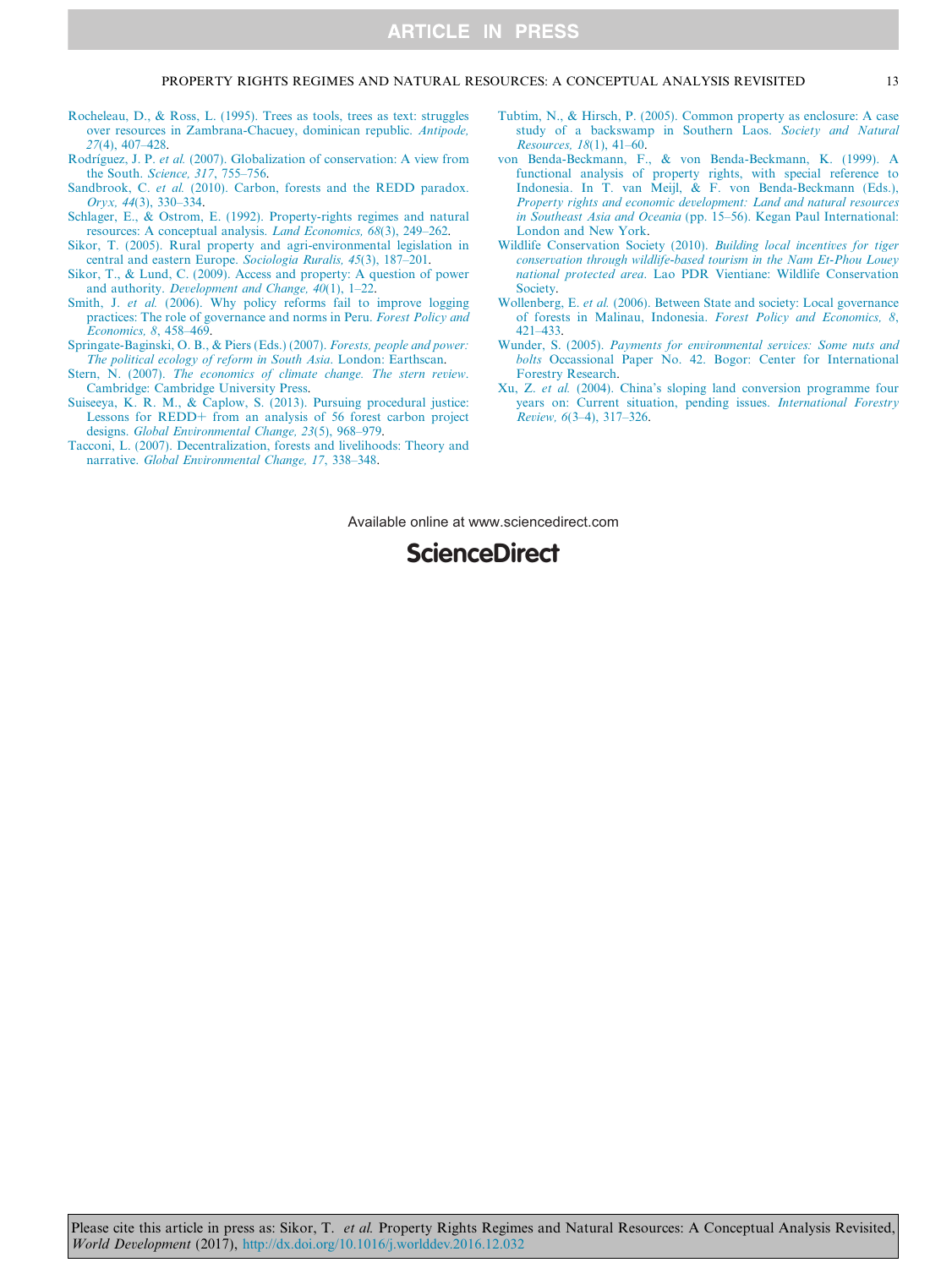Rocheleau, D., & Ross, L. (1995). Trees as tools, trees as text: struggles over resources in Zambrana-Chacuey, dominican republic. *Antipode, 27*(4), 407–428.

Rodríguez, J. P. *et al.* (2007). Globalization of conservation: A view from the South. *Science, 317*, 755–756.

Sandbrook, C. *et al.* (2010). Carbon, forests and the REDD paradox. *Oryx, 44*(3), 330–334.

Schlager, E., & Ostrom, E. (1992). Property-rights regimes and natural resources: A conceptual analysis. *Land Economics, 68*(3), 249–262.

Sikor, T. (2005). Rural property and agri-environmental legislation in central and eastern Europe. *Sociologia Ruralis, 45*(3), 187–201.

Sikor, T., & Lund, C. (2009). Access and property: A question of power and authority. *Development and Change, 40*(1), 1–22.

Smith, J. *et al.* (2006). Why policy reforms fail to improve logging practices: The role of governance and norms in Peru. *Forest Policy and Economics, 8*, 458–469.

Springate-Baginski, O. B., & Piers (Eds.) (2007). *Forests, people and power: The political ecology of reform in South Asia*. London: Earthscan.

Stern, N. (2007). *The economics of climate change. The stern review*. Cambridge: Cambridge University Press.

Suiseeya, K. R. M., & Caplow, S. (2013). Pursuing procedural justice: Lessons for REDD+ from an analysis of 56 forest carbon project designs. *Global Environmental Change, 23*(5), 968–979.

Tacconi, L. (2007). Decentralization, forests and livelihoods: Theory and narrative. *Global Environmental Change, 17*, 338–348.

Tubtim, N., & Hirsch, P. (2005). Common property as enclosure: A case study of a backswamp in Southern Laos. *Society and Natural Resources, 18*(1), 41–60.

von Benda-Beckmann, F., & von Benda-Beckmann, K. (1999). A functional analysis of property rights, with special reference to Indonesia. In T. van Meijl, & F. von Benda-Beckmann (Eds.), *Property rights and economic development: Land and natural resources in Southeast Asia and Oceania* (pp. 15–56). Kegan Paul International: London and New York.

Wildlife Conservation Society (2010). *Building local incentives for tiger conservation through wildlife-based tourism in the Nam Et-Phou Louey national protected area*. Lao PDR Vientiane: Wildlife Conservation Society.

Wollenberg, E. *et al.* (2006). Between State and society: Local governance of forests in Malinau, Indonesia. *Forest Policy and Economics, 8*, 421–433.

Wunder, S. (2005). *Payments for environmental services: Some nuts and bolts* Occassional Paper No. 42. Bogor: Center for International Forestry Research.

Xu, Z. *et al.* (2004). China's sloping land conversion programme four years on: Current situation, pending issues. *International Forestry Review, 6*(3–4), 317–326.